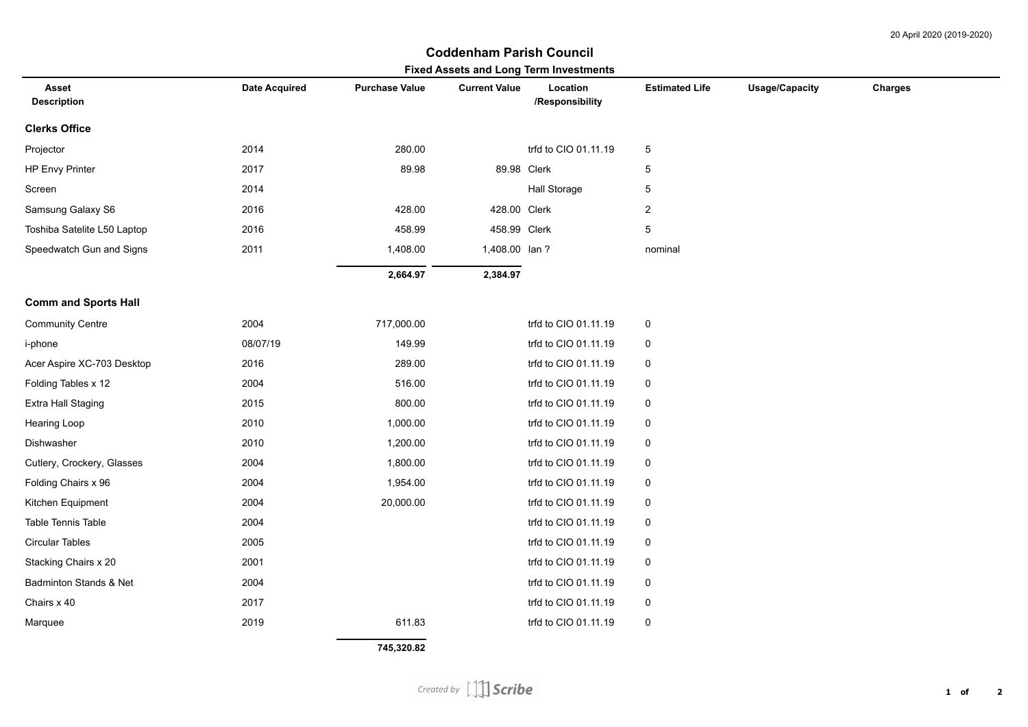20 April 2020 (2019-2020)

# Coddenham Parish Council

## Fixed Assets and Long Term Investments

| Asset Description | Date Acquired | Purchase Value | Current Value | Location /Responsibility | Estimated Life | Usage/Capacity | Charges |
|---|---|---|---|---|---|---|---|
| **Clerks Office** | | | | | | | |
| Projector | 2014 | 280.00 | | trfd to CIO 01.11.19 | 5 | | |
| HP Envy Printer | 2017 | 89.98 | 89.98 | Clerk | 5 | | |
| Screen | 2014 | | | Hall Storage | 5 | | |
| Samsung Galaxy S6 | 2016 | 428.00 | 428.00 | Clerk | 2 | | |
| Toshiba Satelite L50 Laptop | 2016 | 458.99 | 458.99 | Clerk | 5 | | |
| Speedwatch Gun and Signs | 2011 | 1,408.00 | 1,408.00 | Ian ? | nominal | | |
| | | **2,664.97** | **2,384.97** | | | | |
| **Comm and Sports Hall** | | | | | | | |
| Community Centre | 2004 | 717,000.00 | | trfd to CIO 01.11.19 | 0 | | |
| i-phone | 08/07/19 | 149.99 | | trfd to CIO 01.11.19 | 0 | | |
| Acer Aspire XC-703 Desktop | 2016 | 289.00 | | trfd to CIO 01.11.19 | 0 | | |
| Folding Tables x 12 | 2004 | 516.00 | | trfd to CIO 01.11.19 | 0 | | |
| Extra Hall Staging | 2015 | 800.00 | | trfd to CIO 01.11.19 | 0 | | |
| Hearing Loop | 2010 | 1,000.00 | | trfd to CIO 01.11.19 | 0 | | |
| Dishwasher | 2010 | 1,200.00 | | trfd to CIO 01.11.19 | 0 | | |
| Cutlery, Crockery, Glasses | 2004 | 1,800.00 | | trfd to CIO 01.11.19 | 0 | | |
| Folding Chairs x 96 | 2004 | 1,954.00 | | trfd to CIO 01.11.19 | 0 | | |
| Kitchen Equipment | 2004 | 20,000.00 | | trfd to CIO 01.11.19 | 0 | | |
| Table Tennis Table | 2004 | | | trfd to CIO 01.11.19 | 0 | | |
| Circular Tables | 2005 | | | trfd to CIO 01.11.19 | 0 | | |
| Stacking Chairs x 20 | 2001 | | | trfd to CIO 01.11.19 | 0 | | |
| Badminton Stands & Net | 2004 | | | trfd to CIO 01.11.19 | 0 | | |
| Chairs x 40 | 2017 | | | trfd to CIO 01.11.19 | 0 | | |
| Marquee | 2019 | 611.83 | | trfd to CIO 01.11.19 | 0 | | |
| | | **745,320.82** | | | | | |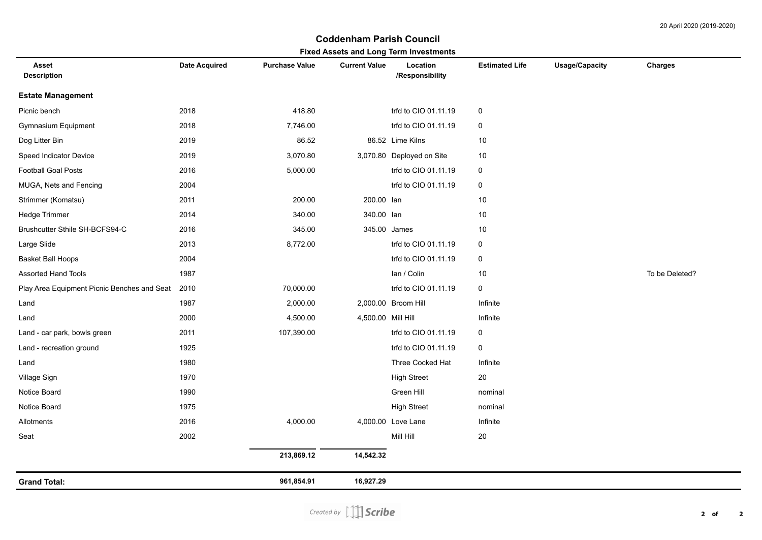20 April 2020 (2019-2020)

## Coddenham Parish Council

### Fixed Assets and Long Term Investments

| Asset Description | Date Acquired | Purchase Value | Current Value | Location /Responsibility | Estimated Life | Usage/Capacity | Charges |
|---|---|---|---|---|---|---|---|
| **Estate Management** | | | | | | | |
| Picnic bench | 2018 | 418.80 | | trfd to CIO 01.11.19 | 0 | | |
| Gymnasium Equipment | 2018 | 7,746.00 | | trfd to CIO 01.11.19 | 0 | | |
| Dog Litter Bin | 2019 | 86.52 | 86.52 | Lime Kilns | 10 | | |
| Speed Indicator Device | 2019 | 3,070.80 | 3,070.80 | Deployed on Site | 10 | | |
| Football Goal Posts | 2016 | 5,000.00 | | trfd to CIO 01.11.19 | 0 | | |
| MUGA, Nets and Fencing | 2004 | | | trfd to CIO 01.11.19 | 0 | | |
| Strimmer (Komatsu) | 2011 | 200.00 | 200.00 | Ian | 10 | | |
| Hedge Trimmer | 2014 | 340.00 | 340.00 | Ian | 10 | | |
| Brushcutter Sthile SH-BCFS94-C | 2016 | 345.00 | 345.00 | James | 10 | | |
| Large Slide | 2013 | 8,772.00 | | trfd to CIO 01.11.19 | 0 | | |
| Basket Ball Hoops | 2004 | | | trfd to CIO 01.11.19 | 0 | | |
| Assorted Hand Tools | 1987 | | | Ian / Colin | 10 | | To be Deleted? |
| Play Area Equipment Picnic Benches and Seat | 2010 | 70,000.00 | | trfd to CIO 01.11.19 | 0 | | |
| Land | 1987 | 2,000.00 | 2,000.00 | Broom Hill | Infinite | | |
| Land | 2000 | 4,500.00 | 4,500.00 | Mill Hill | Infinite | | |
| Land - car park, bowls green | 2011 | 107,390.00 | | trfd to CIO 01.11.19 | 0 | | |
| Land - recreation ground | 1925 | | | trfd to CIO 01.11.19 | 0 | | |
| Land | 1980 | | | Three Cocked Hat | Infinite | | |
| Village Sign | 1970 | | | High Street | 20 | | |
| Notice Board | 1990 | | | Green Hill | nominal | | |
| Notice Board | 1975 | | | High Street | nominal | | |
| Allotments | 2016 | 4,000.00 | 4,000.00 | Love Lane | Infinite | | |
| Seat | 2002 | | | Mill Hill | 20 | | |
| | | **213,869.12** | **14,542.32** | | | | |
| **Grand Total:** | | **961,854.91** | **16,927.29** | | | | |